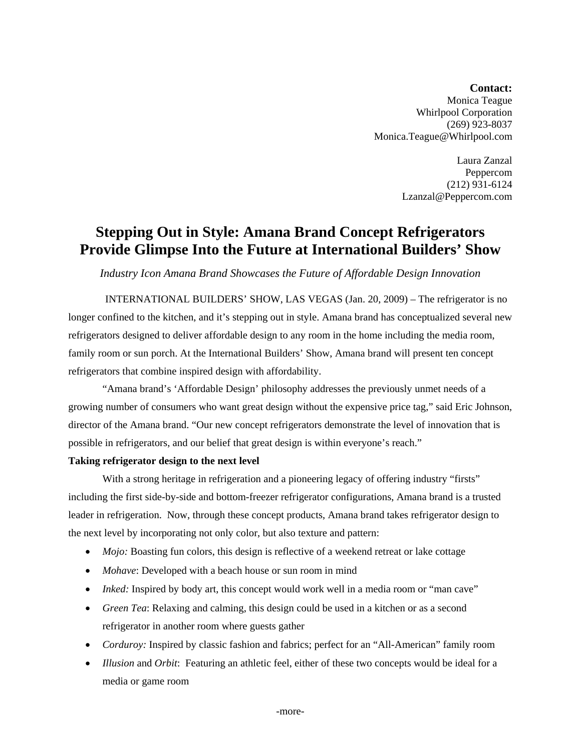**Contact:**
Monica Teague
Whirlpool Corporation
(269) 923-8037
Monica.Teague@Whirlpool.com

Laura Zanzal
Peppercom
(212) 931-6124
Lzanzal@Peppercom.com

# Stepping Out in Style: Amana Brand Concept Refrigerators Provide Glimpse Into the Future at International Builders' Show

*Industry Icon Amana Brand Showcases the Future of Affordable Design Innovation*

INTERNATIONAL BUILDERS' SHOW, LAS VEGAS (Jan. 20, 2009) – The refrigerator is no longer confined to the kitchen, and it's stepping out in style. Amana brand has conceptualized several new refrigerators designed to deliver affordable design to any room in the home including the media room, family room or sun porch. At the International Builders' Show, Amana brand will present ten concept refrigerators that combine inspired design with affordability.

"Amana brand's 'Affordable Design' philosophy addresses the previously unmet needs of a growing number of consumers who want great design without the expensive price tag," said Eric Johnson, director of the Amana brand. "Our new concept refrigerators demonstrate the level of innovation that is possible in refrigerators, and our belief that great design is within everyone's reach."

**Taking refrigerator design to the next level**

With a strong heritage in refrigeration and a pioneering legacy of offering industry "firsts" including the first side-by-side and bottom-freezer refrigerator configurations, Amana brand is a trusted leader in refrigeration. Now, through these concept products, Amana brand takes refrigerator design to the next level by incorporating not only color, but also texture and pattern:

- *Mojo:* Boasting fun colors, this design is reflective of a weekend retreat or lake cottage
- *Mohave*: Developed with a beach house or sun room in mind
- *Inked:* Inspired by body art, this concept would work well in a media room or "man cave"
- *Green Tea*: Relaxing and calming, this design could be used in a kitchen or as a second refrigerator in another room where guests gather
- *Corduroy:* Inspired by classic fashion and fabrics; perfect for an "All-American" family room
- *Illusion* and *Orbit*: Featuring an athletic feel, either of these two concepts would be ideal for a media or game room

-more-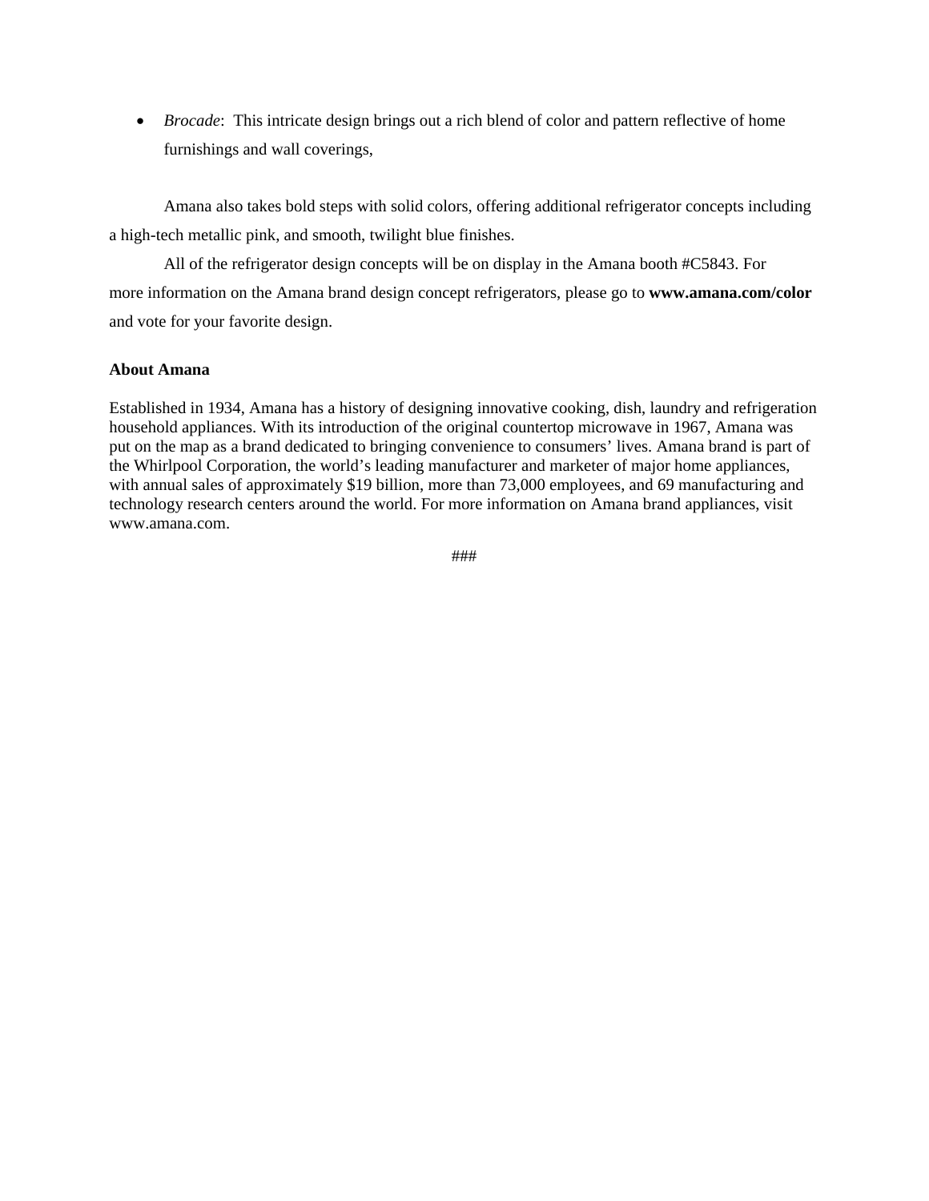- *Brocade*: This intricate design brings out a rich blend of color and pattern reflective of home furnishings and wall coverings,

Amana also takes bold steps with solid colors, offering additional refrigerator concepts including a high-tech metallic pink, and smooth, twilight blue finishes.

All of the refrigerator design concepts will be on display in the Amana booth #C5843. For more information on the Amana brand design concept refrigerators, please go to **www.amana.com/color** and vote for your favorite design.

**About Amana**

Established in 1934, Amana has a history of designing innovative cooking, dish, laundry and refrigeration household appliances. With its introduction of the original countertop microwave in 1967, Amana was put on the map as a brand dedicated to bringing convenience to consumers' lives. Amana brand is part of the Whirlpool Corporation, the world's leading manufacturer and marketer of major home appliances, with annual sales of approximately $19 billion, more than 73,000 employees, and 69 manufacturing and technology research centers around the world. For more information on Amana brand appliances, visit www.amana.com.

###